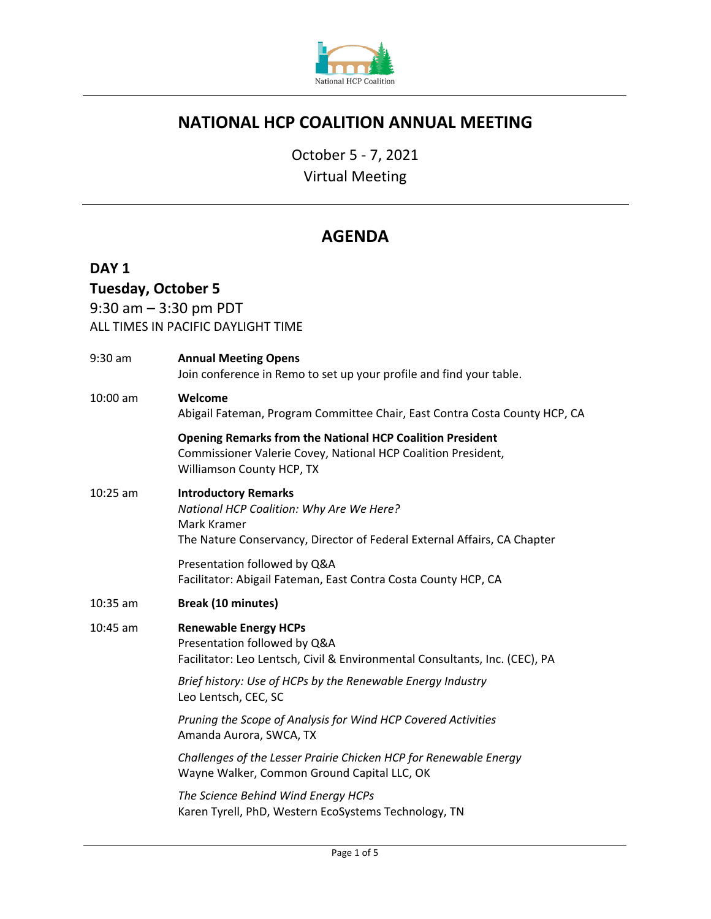# NATIONAL HCP COALITION ANNUAL MEETING

October 5 - 7, 2021
Virtual Meeting

## AGENDA

### DAY 1
### Tuesday, October 5

9:30 am – 3:30 pm PDT
ALL TIMES IN PACIFIC DAYLIGHT TIME

**9:30 am** — **Annual Meeting Opens**
Join conference in Remo to set up your profile and find your table.

**10:00 am** — **Welcome**
Abigail Fateman, Program Committee Chair, East Contra Costa County HCP, CA

**Opening Remarks from the National HCP Coalition President**
Commissioner Valerie Covey, National HCP Coalition President, Williamson County HCP, TX

**10:25 am** — **Introductory Remarks**
*National HCP Coalition: Why Are We Here?*
Mark Kramer
The Nature Conservancy, Director of Federal External Affairs, CA Chapter

Presentation followed by Q&A
Facilitator: Abigail Fateman, East Contra Costa County HCP, CA

**10:35 am** — **Break (10 minutes)**

**10:45 am** — **Renewable Energy HCPs**
Presentation followed by Q&A
Facilitator: Leo Lentsch, Civil & Environmental Consultants, Inc. (CEC), PA

*Brief history: Use of HCPs by the Renewable Energy Industry*
Leo Lentsch, CEC, SC

*Pruning the Scope of Analysis for Wind HCP Covered Activities*
Amanda Aurora, SWCA, TX

*Challenges of the Lesser Prairie Chicken HCP for Renewable Energy*
Wayne Walker, Common Ground Capital LLC, OK

*The Science Behind Wind Energy HCPs*
Karen Tyrell, PhD, Western EcoSystems Technology, TN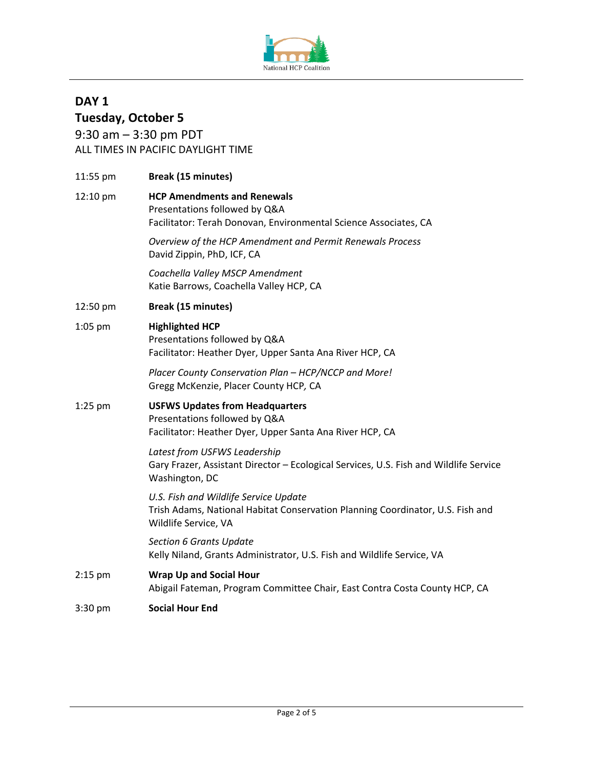## DAY 1
## Tuesday, October 5

9:30 am – 3:30 pm PDT

ALL TIMES IN PACIFIC DAYLIGHT TIME

| | |
|---|---|
| 11:55 pm | **Break (15 minutes)** |
| 12:10 pm | **HCP Amendments and Renewals**<br>Presentations followed by Q&A<br>Facilitator: Terah Donovan, Environmental Science Associates, CA<br><br>*Overview of the HCP Amendment and Permit Renewals Process*<br>David Zippin, PhD, ICF, CA<br><br>*Coachella Valley MSCP Amendment*<br>Katie Barrows, Coachella Valley HCP, CA |
| 12:50 pm | **Break (15 minutes)** |
| 1:05 pm | **Highlighted HCP**<br>Presentations followed by Q&A<br>Facilitator: Heather Dyer, Upper Santa Ana River HCP, CA<br><br>*Placer County Conservation Plan – HCP/NCCP and More!*<br>Gregg McKenzie, Placer County HCP, CA |
| 1:25 pm | **USFWS Updates from Headquarters**<br>Presentations followed by Q&A<br>Facilitator: Heather Dyer, Upper Santa Ana River HCP, CA<br><br>*Latest from USFWS Leadership*<br>Gary Frazer, Assistant Director – Ecological Services, U.S. Fish and Wildlife Service Washington, DC<br><br>*U.S. Fish and Wildlife Service Update*<br>Trish Adams, National Habitat Conservation Planning Coordinator, U.S. Fish and Wildlife Service, VA<br><br>*Section 6 Grants Update*<br>Kelly Niland, Grants Administrator, U.S. Fish and Wildlife Service, VA |
| 2:15 pm | **Wrap Up and Social Hour**<br>Abigail Fateman, Program Committee Chair, East Contra Costa County HCP, CA |
| 3:30 pm | **Social Hour End** |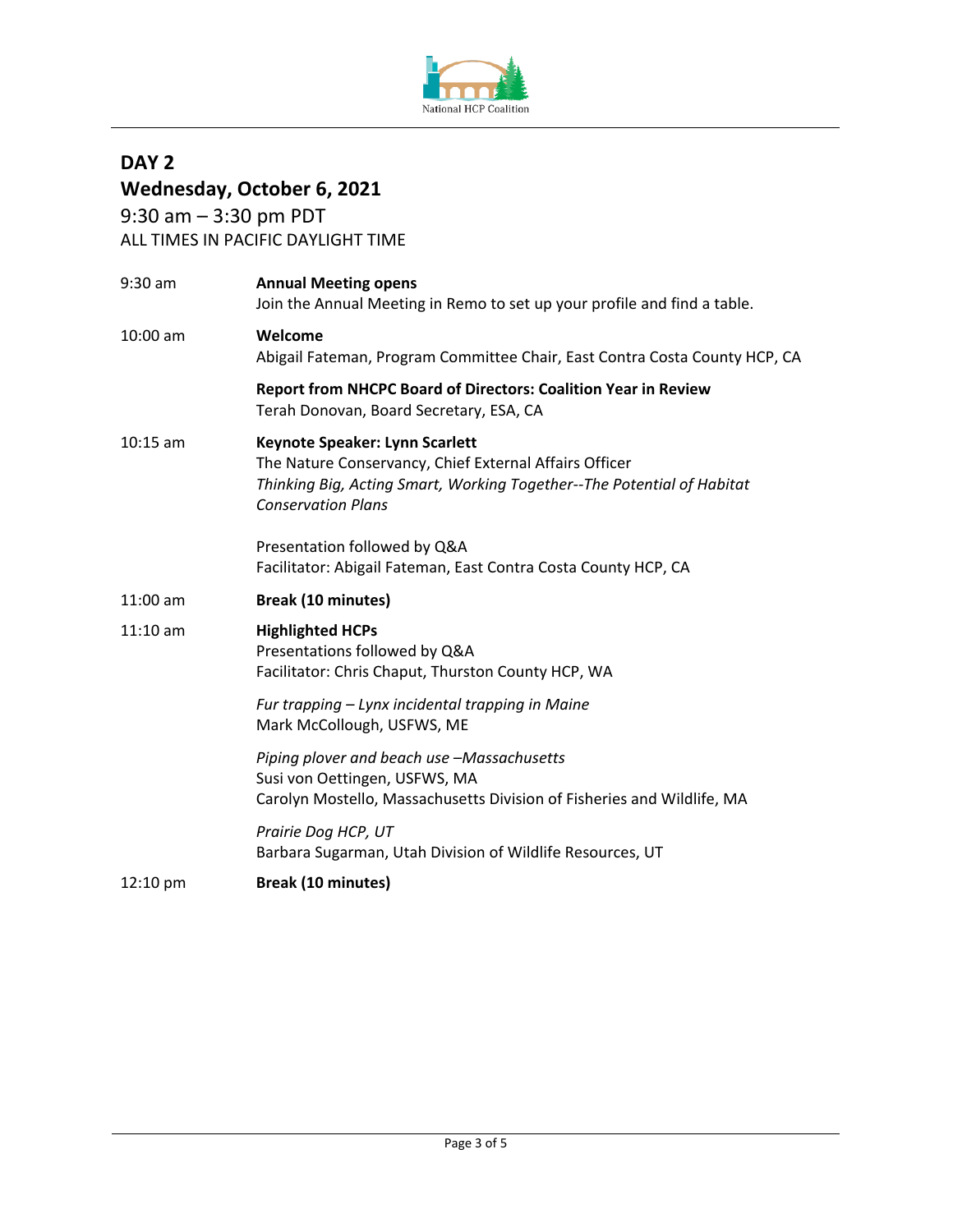# DAY 2

## Wednesday, October 6, 2021

9:30 am – 3:30 pm PDT

ALL TIMES IN PACIFIC DAYLIGHT TIME

| | |
|---|---|
| 9:30 am | **Annual Meeting opens**<br>Join the Annual Meeting in Remo to set up your profile and find a table. |
| 10:00 am | **Welcome**<br>Abigail Fateman, Program Committee Chair, East Contra Costa County HCP, CA |
| | **Report from NHCPC Board of Directors: Coalition Year in Review**<br>Terah Donovan, Board Secretary, ESA, CA |
| 10:15 am | **Keynote Speaker: Lynn Scarlett**<br>The Nature Conservancy, Chief External Affairs Officer<br>*Thinking Big, Acting Smart, Working Together--The Potential of Habitat Conservation Plans*<br><br>Presentation followed by Q&A<br>Facilitator: Abigail Fateman, East Contra Costa County HCP, CA |
| 11:00 am | **Break (10 minutes)** |
| 11:10 am | **Highlighted HCPs**<br>Presentations followed by Q&A<br>Facilitator: Chris Chaput, Thurston County HCP, WA<br><br>*Fur trapping – Lynx incidental trapping in Maine*<br>Mark McCollough, USFWS, ME<br><br>*Piping plover and beach use –Massachusetts*<br>Susi von Oettingen, USFWS, MA<br>Carolyn Mostello, Massachusetts Division of Fisheries and Wildlife, MA<br><br>*Prairie Dog HCP, UT*<br>Barbara Sugarman, Utah Division of Wildlife Resources, UT |
| 12:10 pm | **Break (10 minutes)** |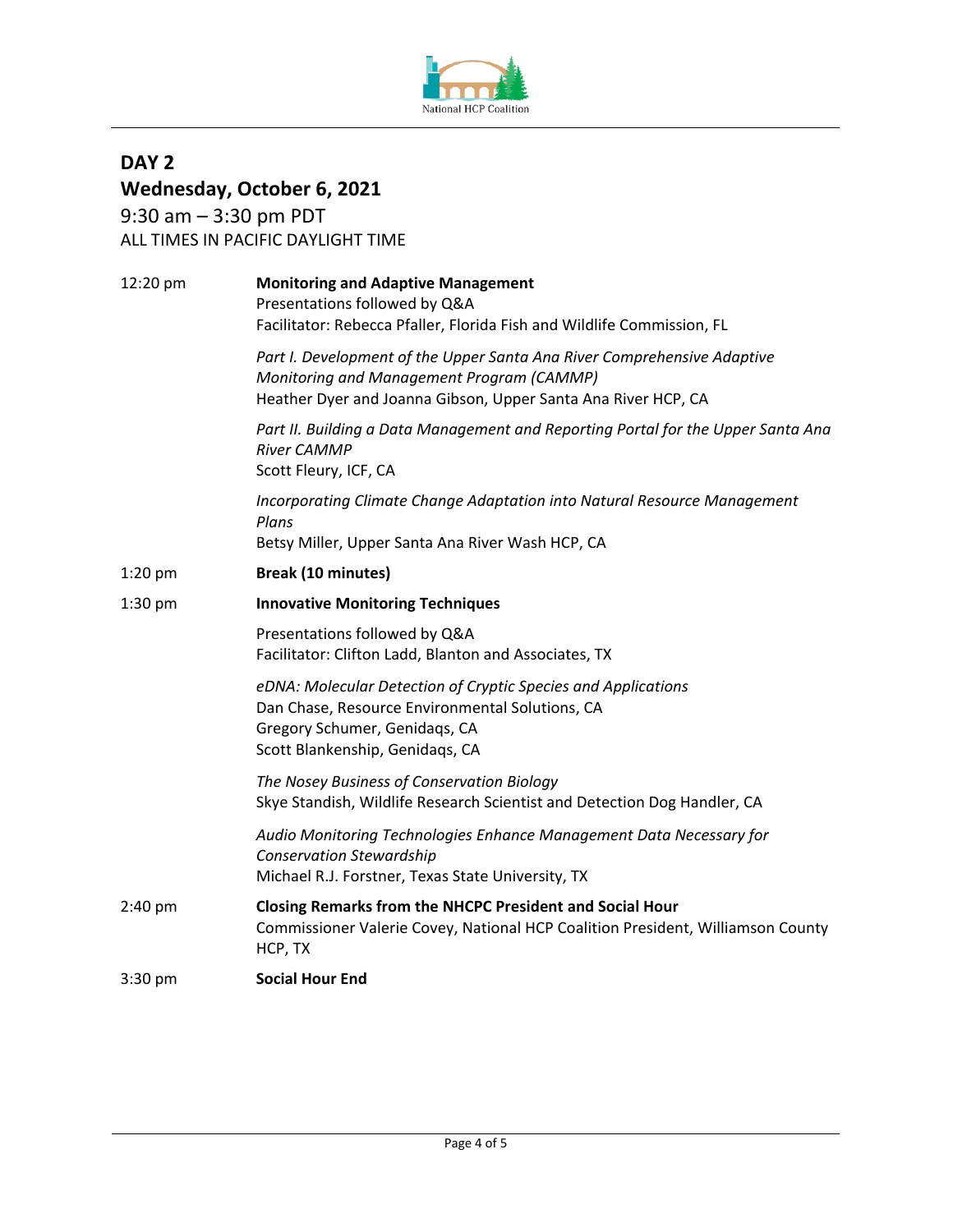## DAY 2
## Wednesday, October 6, 2021

9:30 am – 3:30 pm PDT
ALL TIMES IN PACIFIC DAYLIGHT TIME

| | |
|---|---|
| 12:20 pm | **Monitoring and Adaptive Management**<br>Presentations followed by Q&A<br>Facilitator: Rebecca Pfaller, Florida Fish and Wildlife Commission, FL |
| | *Part I. Development of the Upper Santa Ana River Comprehensive Adaptive Monitoring and Management Program (CAMMP)*<br>Heather Dyer and Joanna Gibson, Upper Santa Ana River HCP, CA |
| | *Part II. Building a Data Management and Reporting Portal for the Upper Santa Ana River CAMMP*<br>Scott Fleury, ICF, CA |
| | *Incorporating Climate Change Adaptation into Natural Resource Management Plans*<br>Betsy Miller, Upper Santa Ana River Wash HCP, CA |
| 1:20 pm | **Break (10 minutes)** |
| 1:30 pm | **Innovative Monitoring Techniques** |
| | Presentations followed by Q&A<br>Facilitator: Clifton Ladd, Blanton and Associates, TX |
| | *eDNA: Molecular Detection of Cryptic Species and Applications*<br>Dan Chase, Resource Environmental Solutions, CA<br>Gregory Schumer, Genidaqs, CA<br>Scott Blankenship, Genidaqs, CA |
| | *The Nosey Business of Conservation Biology*<br>Skye Standish, Wildlife Research Scientist and Detection Dog Handler, CA |
| | *Audio Monitoring Technologies Enhance Management Data Necessary for Conservation Stewardship*<br>Michael R.J. Forstner, Texas State University, TX |
| 2:40 pm | **Closing Remarks from the NHCPC President and Social Hour**<br>Commissioner Valerie Covey, National HCP Coalition President, Williamson County HCP, TX |
| 3:30 pm | **Social Hour End** |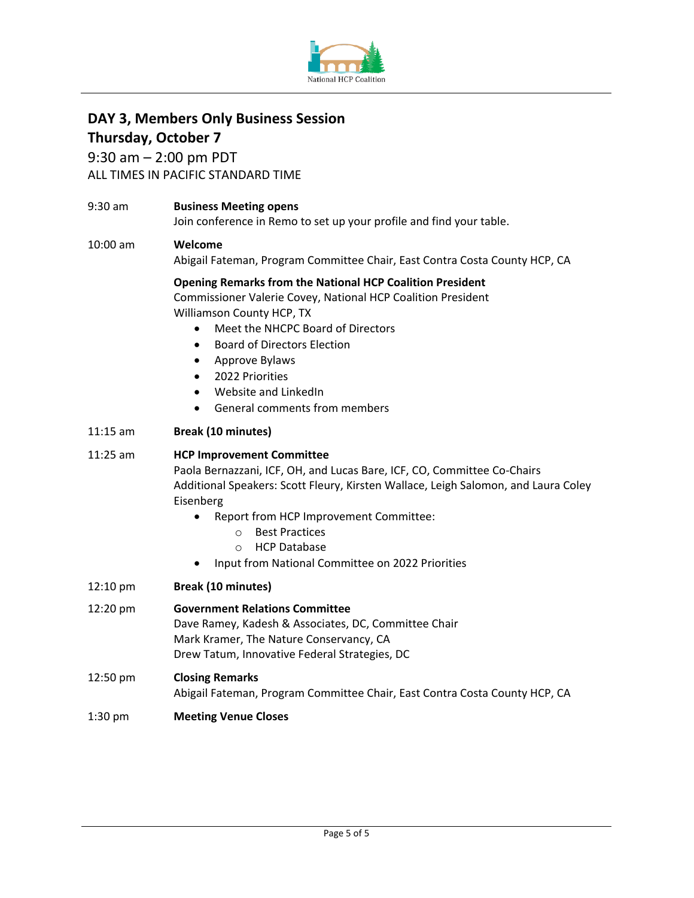National HCP Coalition

## DAY 3, Members Only Business Session
## Thursday, October 7

9:30 am – 2:00 pm PDT
ALL TIMES IN PACIFIC STANDARD TIME

9:30 am **Business Meeting opens**
Join conference in Remo to set up your profile and find your table.

10:00 am **Welcome**
Abigail Fateman, Program Committee Chair, East Contra Costa County HCP, CA

**Opening Remarks from the National HCP Coalition President**
Commissioner Valerie Covey, National HCP Coalition President
Williamson County HCP, TX

- Meet the NHCPC Board of Directors
- Board of Directors Election
- Approve Bylaws
- 2022 Priorities
- Website and LinkedIn
- General comments from members

11:15 am **Break (10 minutes)**

11:25 am **HCP Improvement Committee**
Paola Bernazzani, ICF, OH, and Lucas Bare, ICF, CO, Committee Co-Chairs
Additional Speakers: Scott Fleury, Kirsten Wallace, Leigh Salomon, and Laura Coley Eisenberg

- Report from HCP Improvement Committee:
  - Best Practices
  - HCP Database
- Input from National Committee on 2022 Priorities

12:10 pm **Break (10 minutes)**

12:20 pm **Government Relations Committee**
Dave Ramey, Kadesh & Associates, DC, Committee Chair
Mark Kramer, The Nature Conservancy, CA
Drew Tatum, Innovative Federal Strategies, DC

12:50 pm **Closing Remarks**
Abigail Fateman, Program Committee Chair, East Contra Costa County HCP, CA

1:30 pm **Meeting Venue Closes**